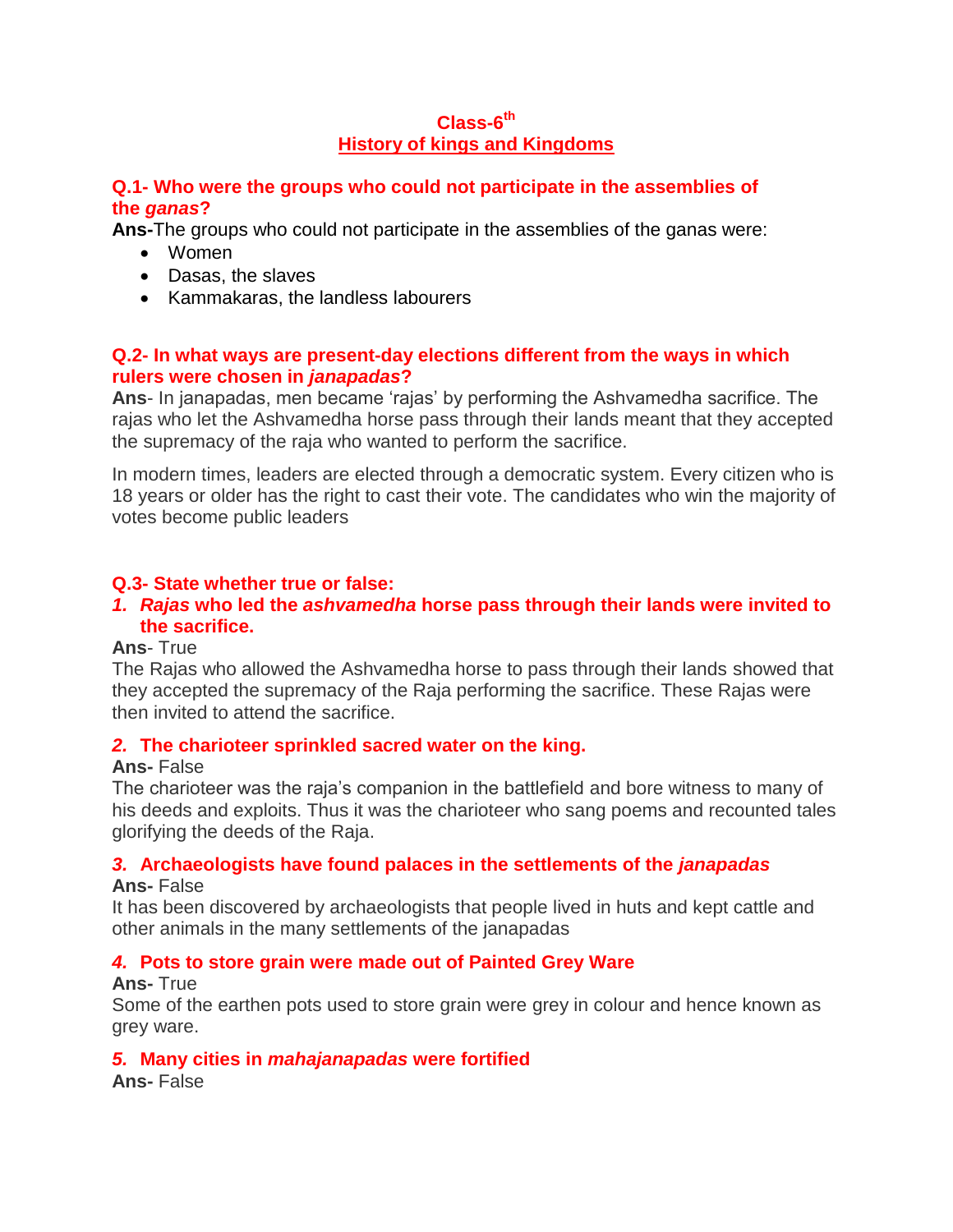# Class-6th

## History of kings and Kingdoms

**Q.1- Who were the groups who could not participate in the assemblies of the *ganas*?**

**Ans-**The groups who could not participate in the assemblies of the ganas were:

- Women
- Dasas, the slaves
- Kammakaras, the landless labourers

**Q.2- In what ways are present-day elections different from the ways in which rulers were chosen in *janapadas*?**

**Ans**- In janapadas, men became 'rajas' by performing the Ashvamedha sacrifice. The rajas who let the Ashvamedha horse pass through their lands meant that they accepted the supremacy of the raja who wanted to perform the sacrifice.

In modern times, leaders are elected through a democratic system. Every citizen who is 18 years or older has the right to cast their vote. The candidates who win the majority of votes become public leaders

**Q.3- State whether true or false:**

***1. Rajas* who led the *ashvamedha* horse pass through their lands were invited to the sacrifice.**

**Ans**- True

The Rajas who allowed the Ashvamedha horse to pass through their lands showed that they accepted the supremacy of the Raja performing the sacrifice. These Rajas were then invited to attend the sacrifice.

***2.* The charioteer sprinkled sacred water on the king.**

**Ans-** False

The charioteer was the raja's companion in the battlefield and bore witness to many of his deeds and exploits. Thus it was the charioteer who sang poems and recounted tales glorifying the deeds of the Raja.

***3.* Archaeologists have found palaces in the settlements of the *janapadas***

**Ans-** False

It has been discovered by archaeologists that people lived in huts and kept cattle and other animals in the many settlements of the janapadas

***4.* Pots to store grain were made out of Painted Grey Ware**

**Ans-** True

Some of the earthen pots used to store grain were grey in colour and hence known as grey ware.

***5.* Many cities in *mahajanapadas* were fortified**

**Ans-** False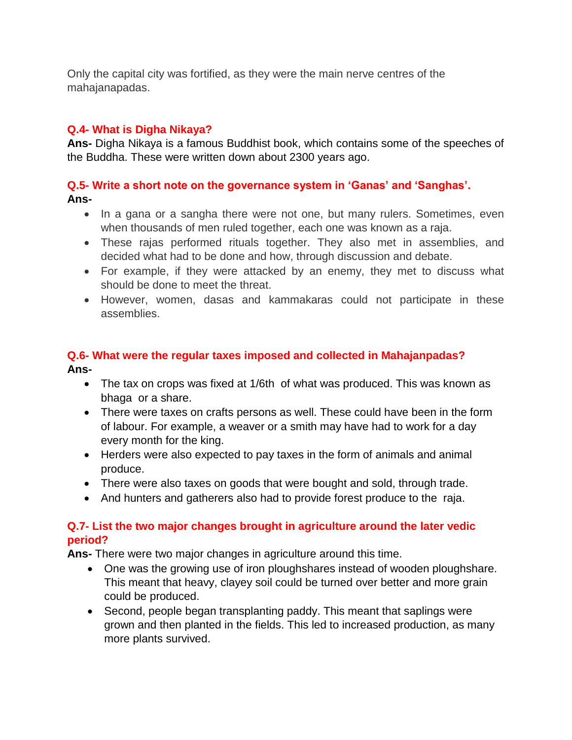Only the capital city was fortified, as they were the main nerve centres of the mahajanapadas.

**Q.4- What is Digha Nikaya?**

**Ans-** Digha Nikaya is a famous Buddhist book, which contains some of the speeches of the Buddha. These were written down about 2300 years ago.

**Q.5- Write a short note on the governance system in 'Ganas' and 'Sanghas'.**

**Ans-**

- In a gana or a sangha there were not one, but many rulers. Sometimes, even when thousands of men ruled together, each one was known as a raja.
- These rajas performed rituals together. They also met in assemblies, and decided what had to be done and how, through discussion and debate.
- For example, if they were attacked by an enemy, they met to discuss what should be done to meet the threat.
- However, women, dasas and kammakaras could not participate in these assemblies.

**Q.6- What were the regular taxes imposed and collected in Mahajanpadas?**

**Ans-**

- The tax on crops was fixed at 1/6th of what was produced. This was known as bhaga or a share.
- There were taxes on crafts persons as well. These could have been in the form of labour. For example, a weaver or a smith may have had to work for a day every month for the king.
- Herders were also expected to pay taxes in the form of animals and animal produce.
- There were also taxes on goods that were bought and sold, through trade.
- And hunters and gatherers also had to provide forest produce to the raja.

**Q.7- List the two major changes brought in agriculture around the later vedic period?**

**Ans-** There were two major changes in agriculture around this time.

- One was the growing use of iron ploughshares instead of wooden ploughshare. This meant that heavy, clayey soil could be turned over better and more grain could be produced.
- Second, people began transplanting paddy. This meant that saplings were grown and then planted in the fields. This led to increased production, as many more plants survived.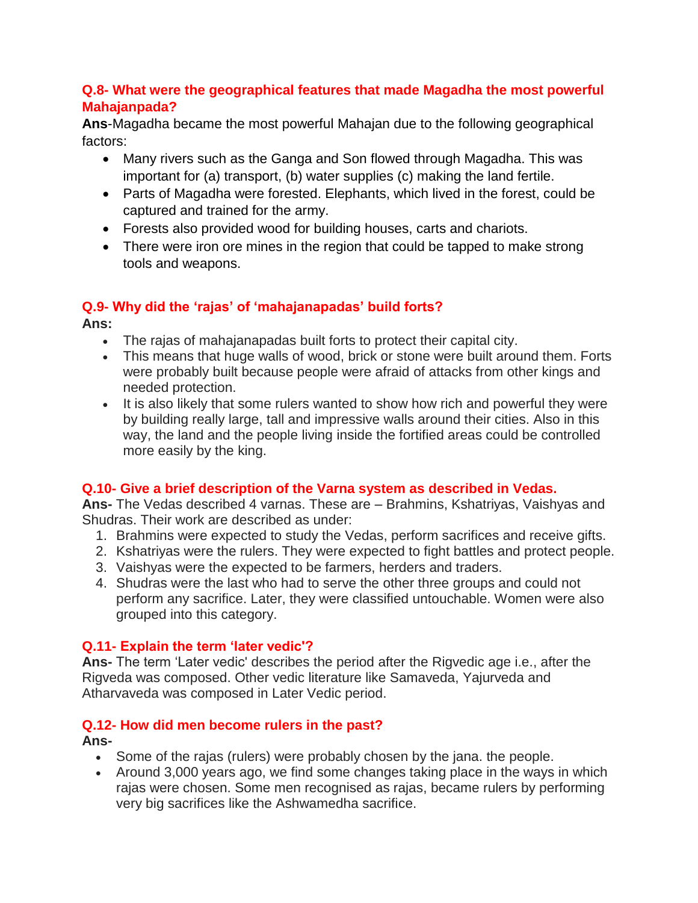**Q.8- What were the geographical features that made Magadha the most powerful Mahajanpada?**

**Ans**-Magadha became the most powerful Mahajan due to the following geographical factors:

- Many rivers such as the Ganga and Son flowed through Magadha. This was important for (a) transport, (b) water supplies (c) making the land fertile.
- Parts of Magadha were forested. Elephants, which lived in the forest, could be captured and trained for the army.
- Forests also provided wood for building houses, carts and chariots.
- There were iron ore mines in the region that could be tapped to make strong tools and weapons.

**Q.9- Why did the 'rajas' of 'mahajanapadas' build forts?**

**Ans:**

- The rajas of mahajanapadas built forts to protect their capital city.
- This means that huge walls of wood, brick or stone were built around them. Forts were probably built because people were afraid of attacks from other kings and needed protection.
- It is also likely that some rulers wanted to show how rich and powerful they were by building really large, tall and impressive walls around their cities. Also in this way, the land and the people living inside the fortified areas could be controlled more easily by the king.

**Q.10- Give a brief description of the Varna system as described in Vedas.**

**Ans-** The Vedas described 4 varnas. These are – Brahmins, Kshatriyas, Vaishyas and Shudras. Their work are described as under:

1. Brahmins were expected to study the Vedas, perform sacrifices and receive gifts.
2. Kshatriyas were the rulers. They were expected to fight battles and protect people.
3. Vaishyas were the expected to be farmers, herders and traders.
4. Shudras were the last who had to serve the other three groups and could not perform any sacrifice. Later, they were classified untouchable. Women were also grouped into this category.

**Q.11- Explain the term 'later vedic'?**

**Ans-** The term 'Later vedic' describes the period after the Rigvedic age i.e., after the Rigveda was composed. Other vedic literature like Samaveda, Yajurveda and Atharvaveda was composed in Later Vedic period.

**Q.12- How did men become rulers in the past?**

**Ans-**

- Some of the rajas (rulers) were probably chosen by the jana. the people.
- Around 3,000 years ago, we find some changes taking place in the ways in which rajas were chosen. Some men recognised as rajas, became rulers by performing very big sacrifices like the Ashwamedha sacrifice.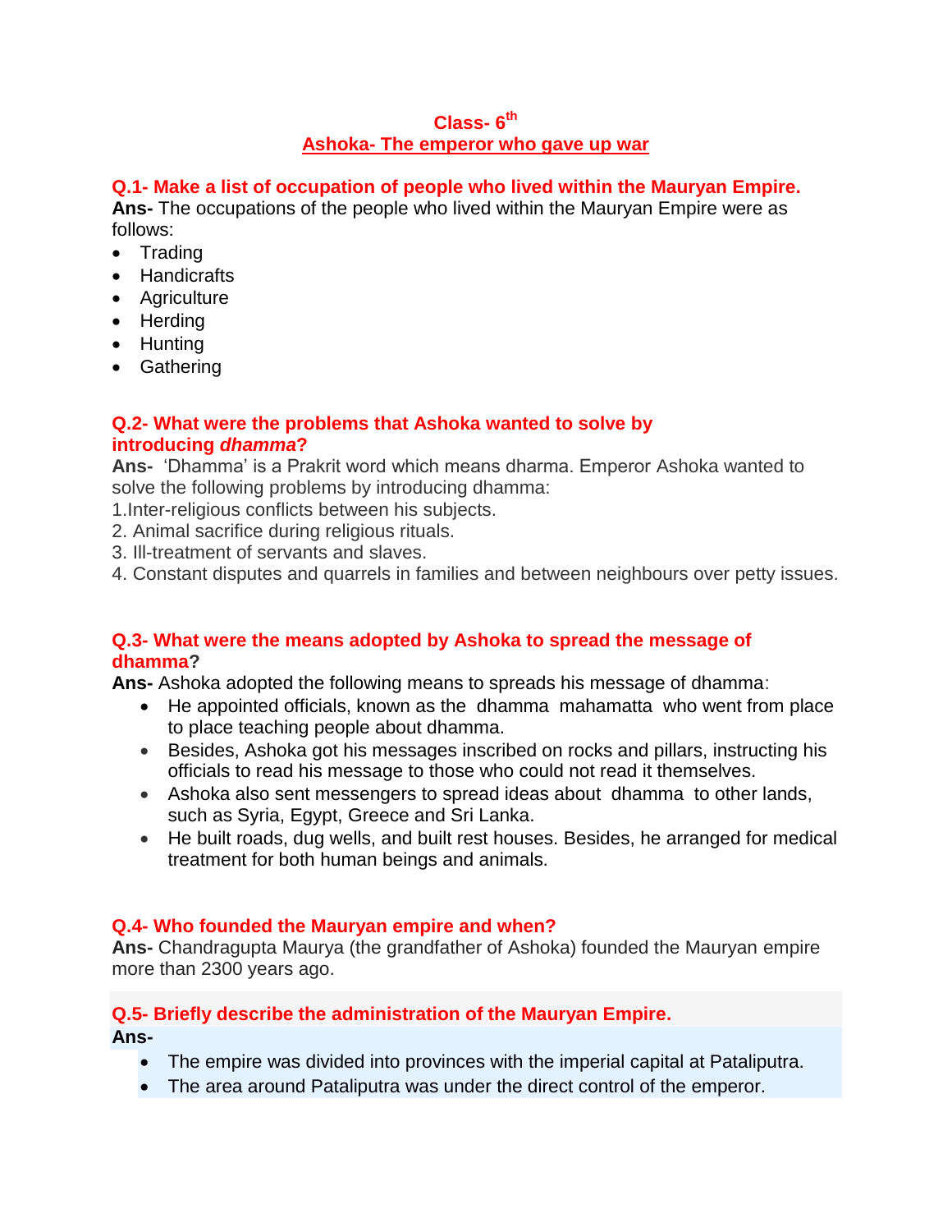**Class- 6th**
**Ashoka- The emperor who gave up war**

**Q.1- Make a list of occupation of people who lived within the Mauryan Empire.**
**Ans-** The occupations of the people who lived within the Mauryan Empire were as follows:

- Trading
- Handicrafts
- Agriculture
- Herding
- Hunting
- Gathering

**Q.2- What were the problems that Ashoka wanted to solve by introducing *dhamma*?**
**Ans-** 'Dhamma' is a Prakrit word which means dharma. Emperor Ashoka wanted to solve the following problems by introducing dhamma:
1.Inter-religious conflicts between his subjects.
2. Animal sacrifice during religious rituals.
3. Ill-treatment of servants and slaves.
4. Constant disputes and quarrels in families and between neighbours over petty issues.

**Q.3- What were the means adopted by Ashoka to spread the message of dhamma?**
**Ans-** Ashoka adopted the following means to spreads his message of dhamma:

- He appointed officials, known as the dhamma mahamatta who went from place to place teaching people about dhamma.
- Besides, Ashoka got his messages inscribed on rocks and pillars, instructing his officials to read his message to those who could not read it themselves.
- Ashoka also sent messengers to spread ideas about dhamma to other lands, such as Syria, Egypt, Greece and Sri Lanka.
- He built roads, dug wells, and built rest houses. Besides, he arranged for medical treatment for both human beings and animals.

**Q.4- Who founded the Mauryan empire and when?**
**Ans-** Chandragupta Maurya (the grandfather of Ashoka) founded the Mauryan empire more than 2300 years ago.

**Q.5- Briefly describe the administration of the Mauryan Empire.**
**Ans-**

- The empire was divided into provinces with the imperial capital at Pataliputra.
- The area around Pataliputra was under the direct control of the emperor.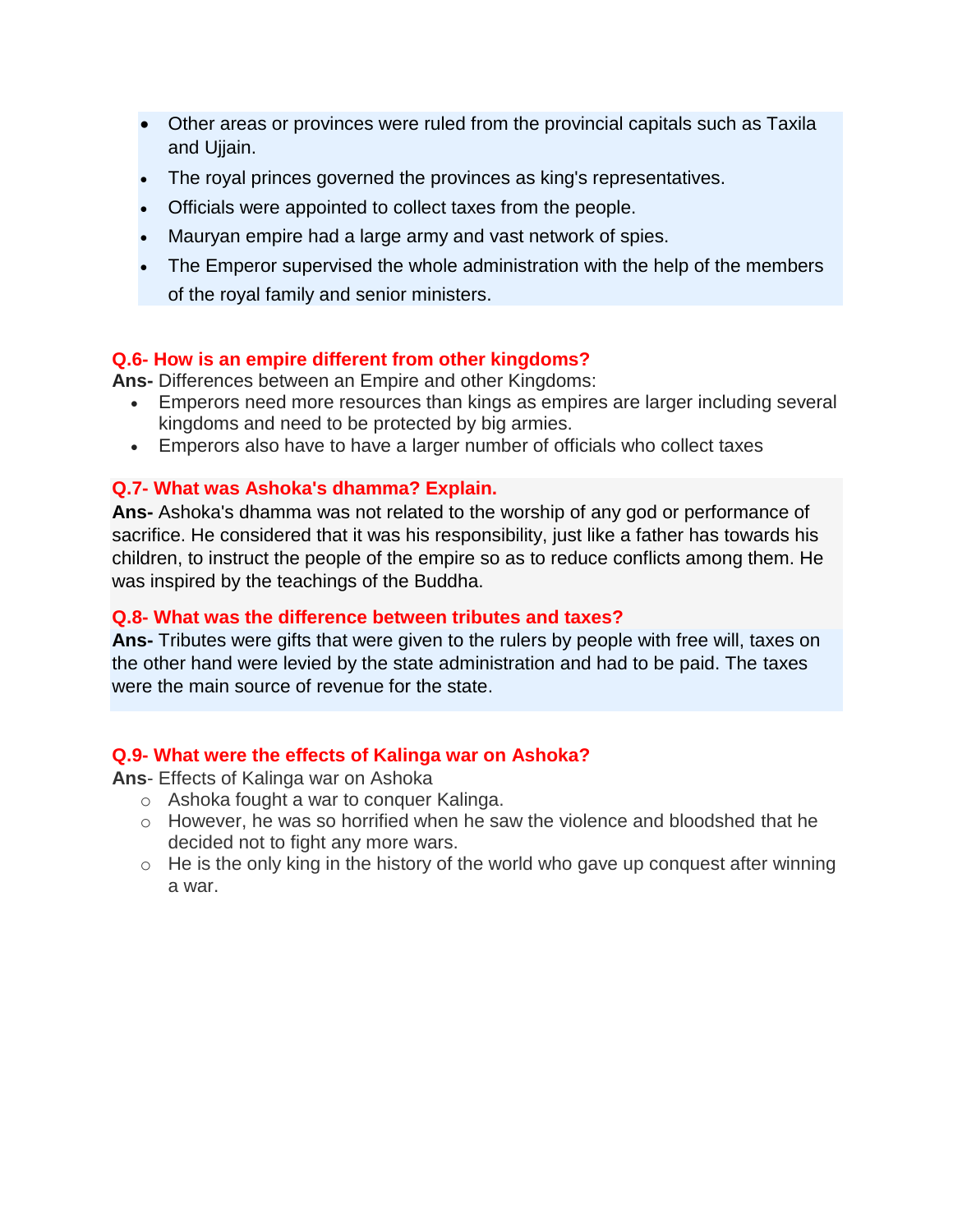- Other areas or provinces were ruled from the provincial capitals such as Taxila and Ujjain.
- The royal princes governed the provinces as king's representatives.
- Officials were appointed to collect taxes from the people.
- Mauryan empire had a large army and vast network of spies.
- The Emperor supervised the whole administration with the help of the members of the royal family and senior ministers.

**Q.6- How is an empire different from other kingdoms?**

**Ans-** Differences between an Empire and other Kingdoms:

- Emperors need more resources than kings as empires are larger including several kingdoms and need to be protected by big armies.
- Emperors also have to have a larger number of officials who collect taxes

**Q.7- What was Ashoka's dhamma? Explain.**

**Ans-** Ashoka's dhamma was not related to the worship of any god or performance of sacrifice. He considered that it was his responsibility, just like a father has towards his children, to instruct the people of the empire so as to reduce conflicts among them. He was inspired by the teachings of the Buddha.

**Q.8- What was the difference between tributes and taxes?**

**Ans-** Tributes were gifts that were given to the rulers by people with free will, taxes on the other hand were levied by the state administration and had to be paid. The taxes were the main source of revenue for the state.

**Q.9- What were the effects of Kalinga war on Ashoka?**

**Ans**- Effects of Kalinga war on Ashoka

- Ashoka fought a war to conquer Kalinga.
- However, he was so horrified when he saw the violence and bloodshed that he decided not to fight any more wars.
- He is the only king in the history of the world who gave up conquest after winning a war.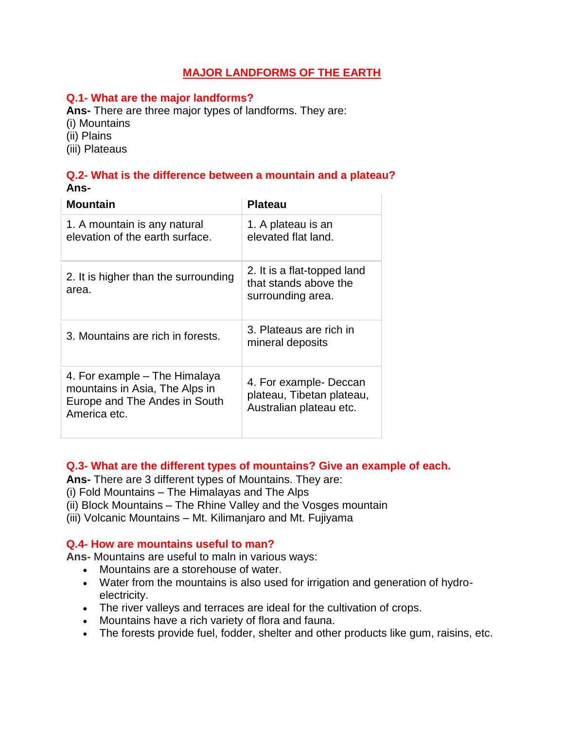# MAJOR LANDFORMS OF THE EARTH

### Q.1- What are the major landforms?

**Ans-** There are three major types of landforms. They are:
(i) Mountains
(ii) Plains
(iii) Plateaus

### Q.2- What is the difference between a mountain and a plateau?

**Ans-**

| **Mountain** | **Plateau** |
|---|---|
| 1. A mountain is any natural elevation of the earth surface. | 1. A plateau is an elevated flat land. |
| 2. It is higher than the surrounding area. | 2. It is a flat-topped land that stands above the surrounding area. |
| 3. Mountains are rich in forests. | 3. Plateaus are rich in mineral deposits |
| 4. For example – The Himalaya mountains in Asia, The Alps in Europe and The Andes in South America etc. | 4. For example- Deccan plateau, Tibetan plateau, Australian plateau etc. |

### Q.3- What are the different types of mountains? Give an example of each.

**Ans-** There are 3 different types of Mountains. They are:
(i) Fold Mountains – The Himalayas and The Alps
(ii) Block Mountains – The Rhine Valley and the Vosges mountain
(iii) Volcanic Mountains – Mt. Kilimanjaro and Mt. Fujiyama

### Q.4- How are mountains useful to man?

**Ans-** Mountains are useful to maln in various ways:

- Mountains are a storehouse of water.
- Water from the mountains is also used for irrigation and generation of hydro-electricity.
- The river valleys and terraces are ideal for the cultivation of crops.
- Mountains have a rich variety of flora and fauna.
- The forests provide fuel, fodder, shelter and other products like gum, raisins, etc.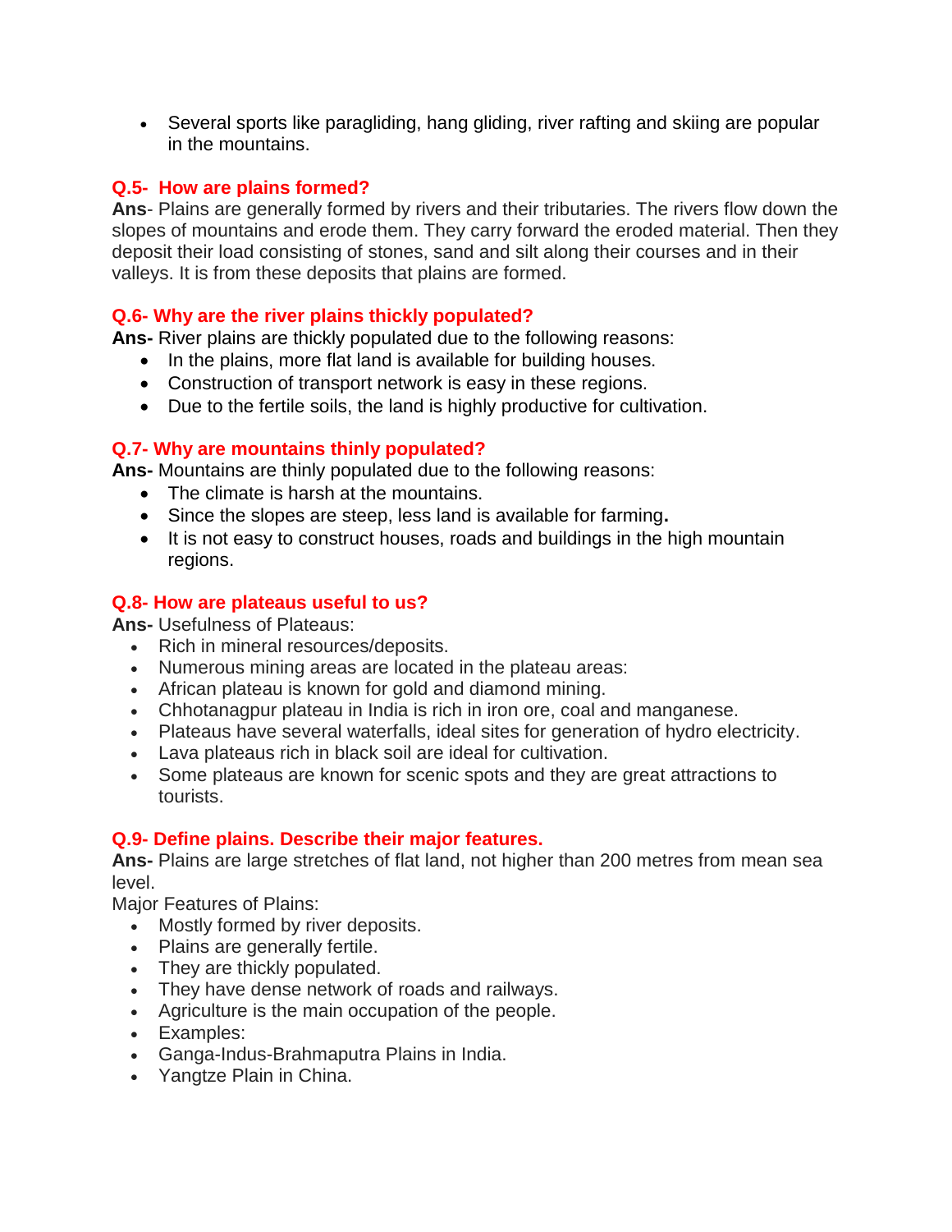- Several sports like paragliding, hang gliding, river rafting and skiing are popular in the mountains.

**Q.5- How are plains formed?**

**Ans**- Plains are generally formed by rivers and their tributaries. The rivers flow down the slopes of mountains and erode them. They carry forward the eroded material. Then they deposit their load consisting of stones, sand and silt along their courses and in their valleys. It is from these deposits that plains are formed.

**Q.6- Why are the river plains thickly populated?**

**Ans-** River plains are thickly populated due to the following reasons:

- In the plains, more flat land is available for building houses.
- Construction of transport network is easy in these regions.
- Due to the fertile soils, the land is highly productive for cultivation.

**Q.7- Why are mountains thinly populated?**

**Ans-** Mountains are thinly populated due to the following reasons:

- The climate is harsh at the mountains.
- Since the slopes are steep, less land is available for farming**.**
- It is not easy to construct houses, roads and buildings in the high mountain regions.

**Q.8- How are plateaus useful to us?**

**Ans-** Usefulness of Plateaus:

- Rich in mineral resources/deposits.
- Numerous mining areas are located in the plateau areas:
- African plateau is known for gold and diamond mining.
- Chhotanagpur plateau in India is rich in iron ore, coal and manganese.
- Plateaus have several waterfalls, ideal sites for generation of hydro electricity.
- Lava plateaus rich in black soil are ideal for cultivation.
- Some plateaus are known for scenic spots and they are great attractions to tourists.

**Q.9- Define plains. Describe their major features.**

**Ans-** Plains are large stretches of flat land, not higher than 200 metres from mean sea level.

Major Features of Plains:

- Mostly formed by river deposits.
- Plains are generally fertile.
- They are thickly populated.
- They have dense network of roads and railways.
- Agriculture is the main occupation of the people.
- Examples:
- Ganga-Indus-Brahmaputra Plains in India.
- Yangtze Plain in China.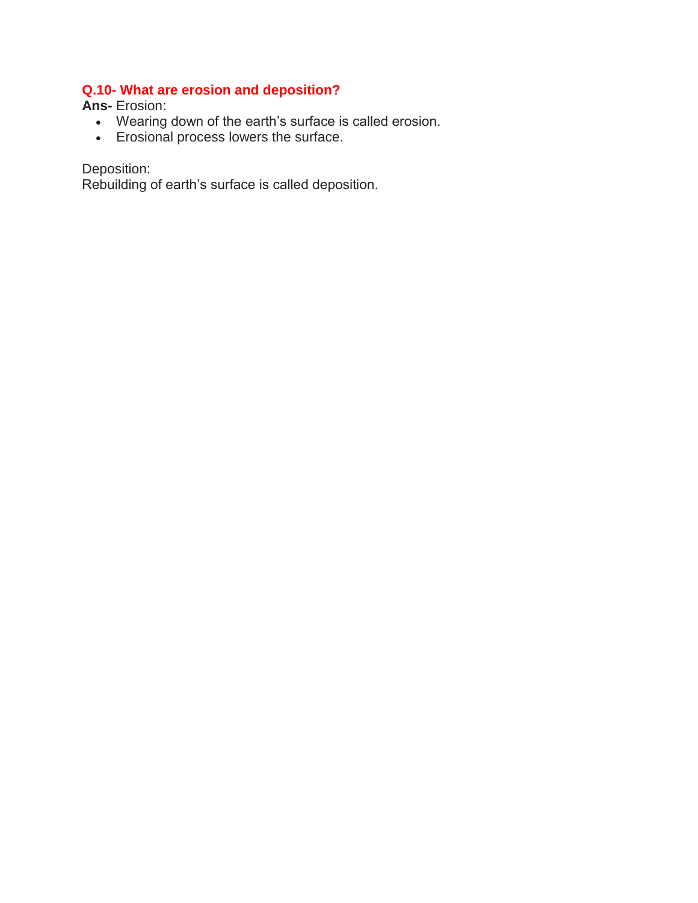**Q.10- What are erosion and deposition?**

**Ans-** Erosion:

- Wearing down of the earth's surface is called erosion.
- Erosional process lowers the surface.

Deposition:

Rebuilding of earth's surface is called deposition.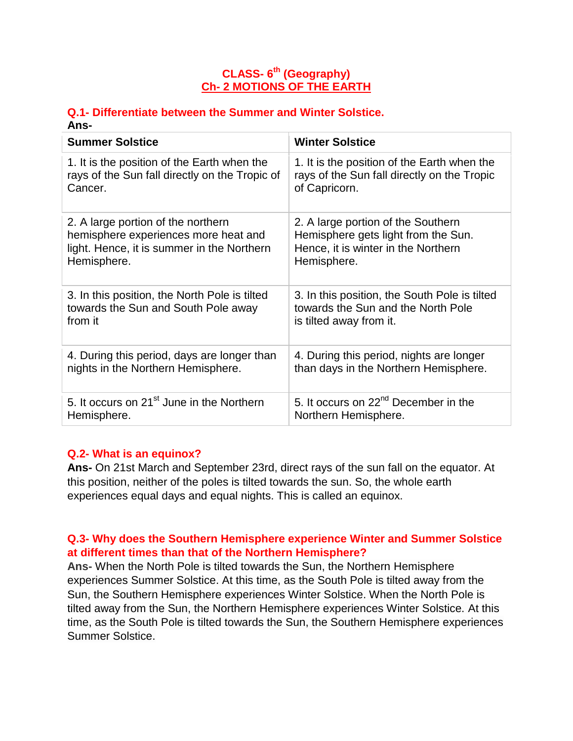# CLASS- 6th (Geography)

## Ch- 2 MOTIONS OF THE EARTH

**Q.1- Differentiate between the Summer and Winter Solstice.**

**Ans-**

| **Summer Solstice** | **Winter Solstice** |
|---|---|
| 1. It is the position of the Earth when the rays of the Sun fall directly on the Tropic of Cancer. | 1. It is the position of the Earth when the rays of the Sun fall directly on the Tropic of Capricorn. |
| 2. A large portion of the northern hemisphere experiences more heat and light. Hence, it is summer in the Northern Hemisphere. | 2. A large portion of the Southern Hemisphere gets light from the Sun. Hence, it is winter in the Northern Hemisphere. |
| 3. In this position, the North Pole is tilted towards the Sun and South Pole away from it | 3. In this position, the South Pole is tilted towards the Sun and the North Pole is tilted away from it. |
| 4. During this period, days are longer than nights in the Northern Hemisphere. | 4. During this period, nights are longer than days in the Northern Hemisphere. |
| 5. It occurs on 21st June in the Northern Hemisphere. | 5. It occurs on 22nd December in the Northern Hemisphere. |

**Q.2- What is an equinox?**

**Ans-** On 21st March and September 23rd, direct rays of the sun fall on the equator. At this position, neither of the poles is tilted towards the sun. So, the whole earth experiences equal days and equal nights. This is called an equinox.

**Q.3- Why does the Southern Hemisphere experience Winter and Summer Solstice at different times than that of the Northern Hemisphere?**

**Ans-** When the North Pole is tilted towards the Sun, the Northern Hemisphere experiences Summer Solstice. At this time, as the South Pole is tilted away from the Sun, the Southern Hemisphere experiences Winter Solstice. When the North Pole is tilted away from the Sun, the Northern Hemisphere experiences Winter Solstice. At this time, as the South Pole is tilted towards the Sun, the Southern Hemisphere experiences Summer Solstice.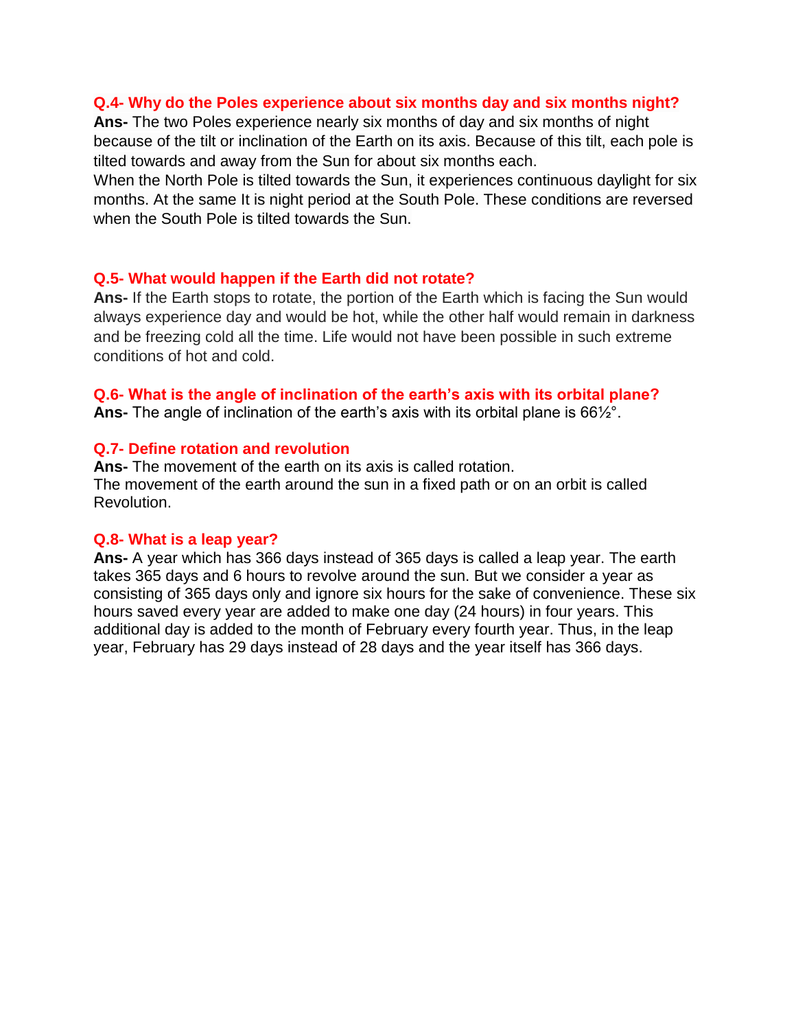**Q.4- Why do the Poles experience about six months day and six months night?**

**Ans-** The two Poles experience nearly six months of day and six months of night because of the tilt or inclination of the Earth on its axis. Because of this tilt, each pole is tilted towards and away from the Sun for about six months each.

When the North Pole is tilted towards the Sun, it experiences continuous daylight for six months. At the same It is night period at the South Pole. These conditions are reversed when the South Pole is tilted towards the Sun.

**Q.5- What would happen if the Earth did not rotate?**

**Ans-** If the Earth stops to rotate, the portion of the Earth which is facing the Sun would always experience day and would be hot, while the other half would remain in darkness and be freezing cold all the time. Life would not have been possible in such extreme conditions of hot and cold.

**Q.6- What is the angle of inclination of the earth's axis with its orbital plane?**

**Ans-** The angle of inclination of the earth's axis with its orbital plane is $66\frac{1}{2}°$.

**Q.7- Define rotation and revolution**

**Ans-** The movement of the earth on its axis is called rotation.

The movement of the earth around the sun in a fixed path or on an orbit is called Revolution.

**Q.8- What is a leap year?**

**Ans-** A year which has 366 days instead of 365 days is called a leap year. The earth takes 365 days and 6 hours to revolve around the sun. But we consider a year as consisting of 365 days only and ignore six hours for the sake of convenience. These six hours saved every year are added to make one day (24 hours) in four years. This additional day is added to the month of February every fourth year. Thus, in the leap year, February has 29 days instead of 28 days and the year itself has 366 days.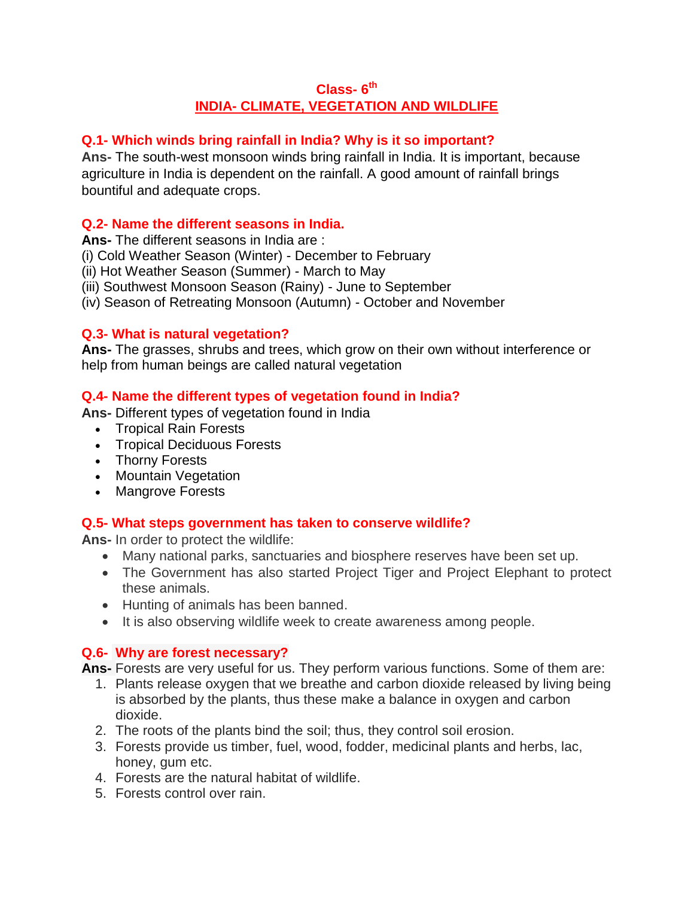**Class- 6th**

## INDIA- CLIMATE, VEGETATION AND WILDLIFE

**Q.1- Which winds bring rainfall in India? Why is it so important?**

**Ans-** The south-west monsoon winds bring rainfall in India. It is important, because agriculture in India is dependent on the rainfall. A good amount of rainfall brings bountiful and adequate crops.

**Q.2- Name the different seasons in India.**

**Ans-** The different seasons in India are :

(i) Cold Weather Season (Winter) - December to February
(ii) Hot Weather Season (Summer) - March to May
(iii) Southwest Monsoon Season (Rainy) - June to September
(iv) Season of Retreating Monsoon (Autumn) - October and November

**Q.3- What is natural vegetation?**

**Ans-** The grasses, shrubs and trees, which grow on their own without interference or help from human beings are called natural vegetation

**Q.4- Name the different types of vegetation found in India?**

**Ans-** Different types of vegetation found in India

- Tropical Rain Forests
- Tropical Deciduous Forests
- Thorny Forests
- Mountain Vegetation
- Mangrove Forests

**Q.5- What steps government has taken to conserve wildlife?**

**Ans-** In order to protect the wildlife:

- Many national parks, sanctuaries and biosphere reserves have been set up.
- The Government has also started Project Tiger and Project Elephant to protect these animals.
- Hunting of animals has been banned.
- It is also observing wildlife week to create awareness among people.

**Q.6- Why are forest necessary?**

**Ans-** Forests are very useful for us. They perform various functions. Some of them are:

1. Plants release oxygen that we breathe and carbon dioxide released by living being is absorbed by the plants, thus these make a balance in oxygen and carbon dioxide.
2. The roots of the plants bind the soil; thus, they control soil erosion.
3. Forests provide us timber, fuel, wood, fodder, medicinal plants and herbs, lac, honey, gum etc.
4. Forests are the natural habitat of wildlife.
5. Forests control over rain.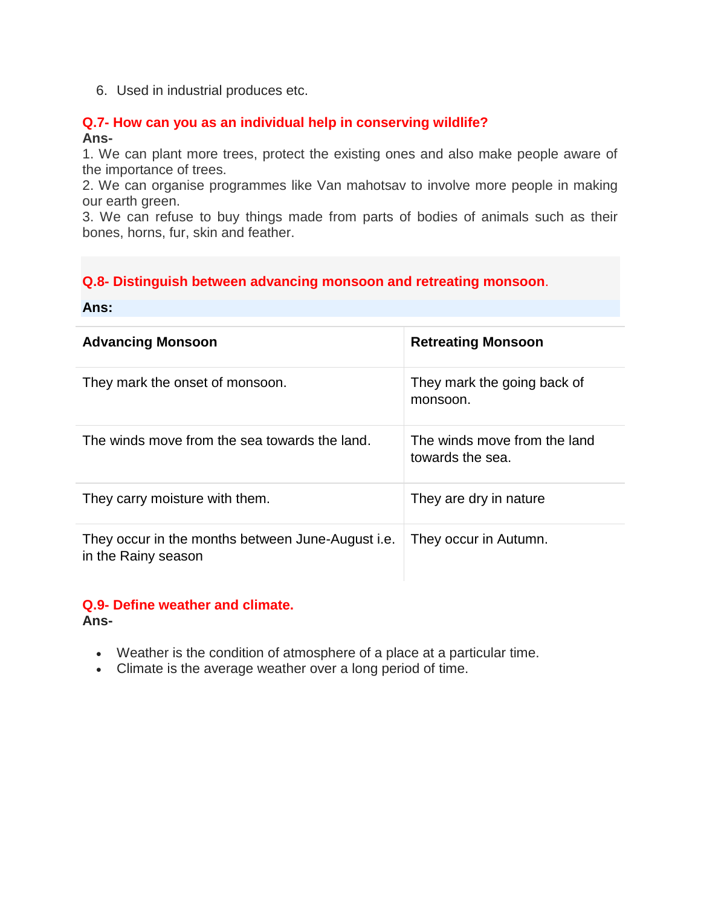6. Used in industrial produces etc.

**Q.7- How can you as an individual help in conserving wildlife?**

**Ans-**

1. We can plant more trees, protect the existing ones and also make people aware of the importance of trees.
2. We can organise programmes like Van mahotsav to involve more people in making our earth green.
3. We can refuse to buy things made from parts of bodies of animals such as their bones, horns, fur, skin and feather.

**Q.8- Distinguish between advancing monsoon and retreating monsoon.**

**Ans:**

| Advancing Monsoon | Retreating Monsoon |
| --- | --- |
| They mark the onset of monsoon. | They mark the going back of monsoon. |
| The winds move from the sea towards the land. | The winds move from the land towards the sea. |
| They carry moisture with them. | They are dry in nature |
| They occur in the months between June-August i.e. in the Rainy season | They occur in Autumn. |

**Q.9- Define weather and climate.**

**Ans-**

- Weather is the condition of atmosphere of a place at a particular time.
- Climate is the average weather over a long period of time.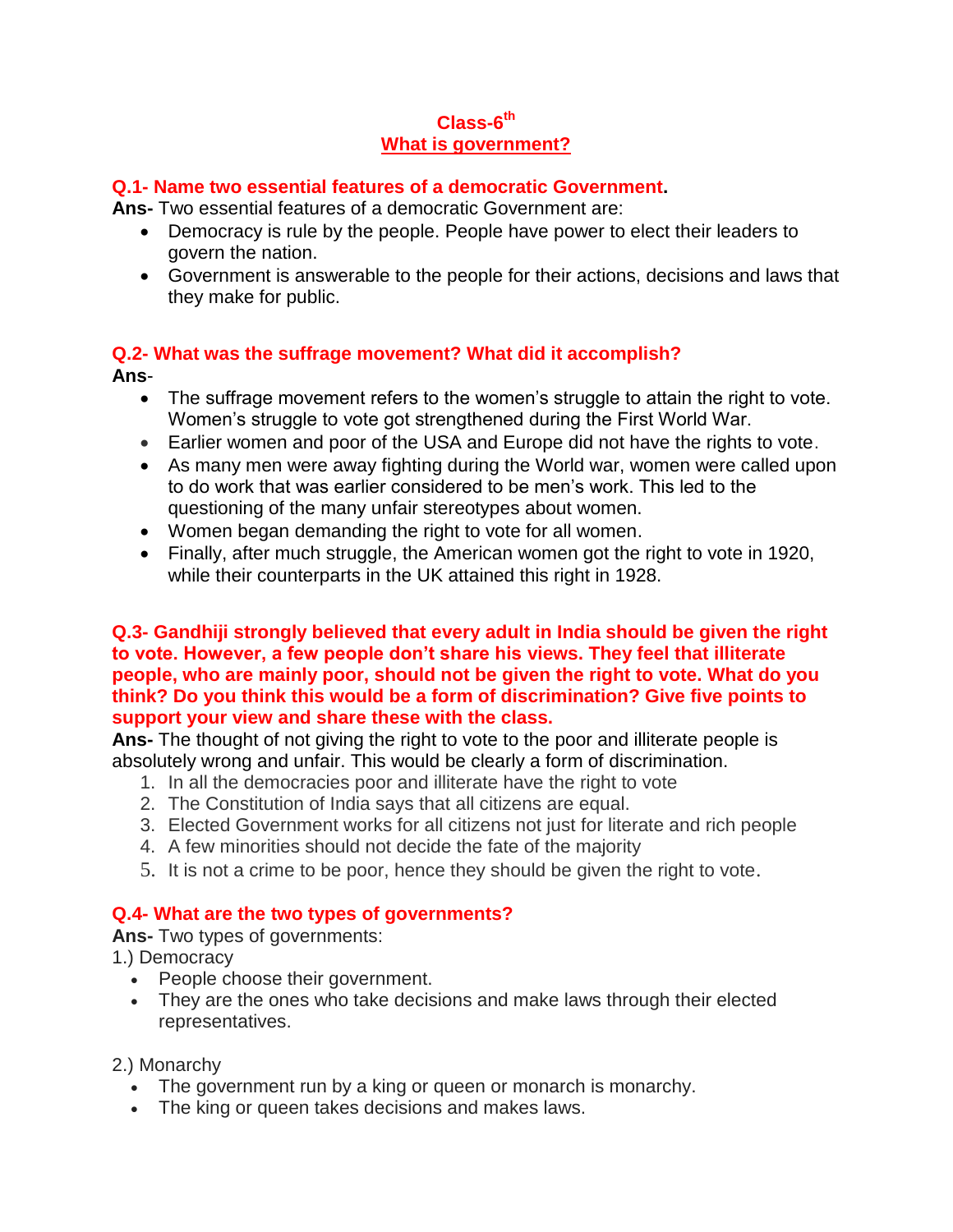# Class-6th

## What is government?

**Q.1- Name two essential features of a democratic Government.**

**Ans-** Two essential features of a democratic Government are:

- Democracy is rule by the people. People have power to elect their leaders to govern the nation.
- Government is answerable to the people for their actions, decisions and laws that they make for public.

**Q.2- What was the suffrage movement? What did it accomplish?**

**Ans**-

- The suffrage movement refers to the women's struggle to attain the right to vote. Women's struggle to vote got strengthened during the First World War.
- Earlier women and poor of the USA and Europe did not have the rights to vote.
- As many men were away fighting during the World war, women were called upon to do work that was earlier considered to be men's work. This led to the questioning of the many unfair stereotypes about women.
- Women began demanding the right to vote for all women.
- Finally, after much struggle, the American women got the right to vote in 1920, while their counterparts in the UK attained this right in 1928.

**Q.3- Gandhiji strongly believed that every adult in India should be given the right to vote. However, a few people don't share his views. They feel that illiterate people, who are mainly poor, should not be given the right to vote. What do you think? Do you think this would be a form of discrimination? Give five points to support your view and share these with the class.**

**Ans-** The thought of not giving the right to vote to the poor and illiterate people is absolutely wrong and unfair. This would be clearly a form of discrimination.

1. In all the democracies poor and illiterate have the right to vote
2. The Constitution of India says that all citizens are equal.
3. Elected Government works for all citizens not just for literate and rich people
4. A few minorities should not decide the fate of the majority
5. It is not a crime to be poor, hence they should be given the right to vote.

**Q.4- What are the two types of governments?**

**Ans-** Two types of governments:

1.) Democracy

- People choose their government.
- They are the ones who take decisions and make laws through their elected representatives.

2.) Monarchy

- The government run by a king or queen or monarch is monarchy.
- The king or queen takes decisions and makes laws.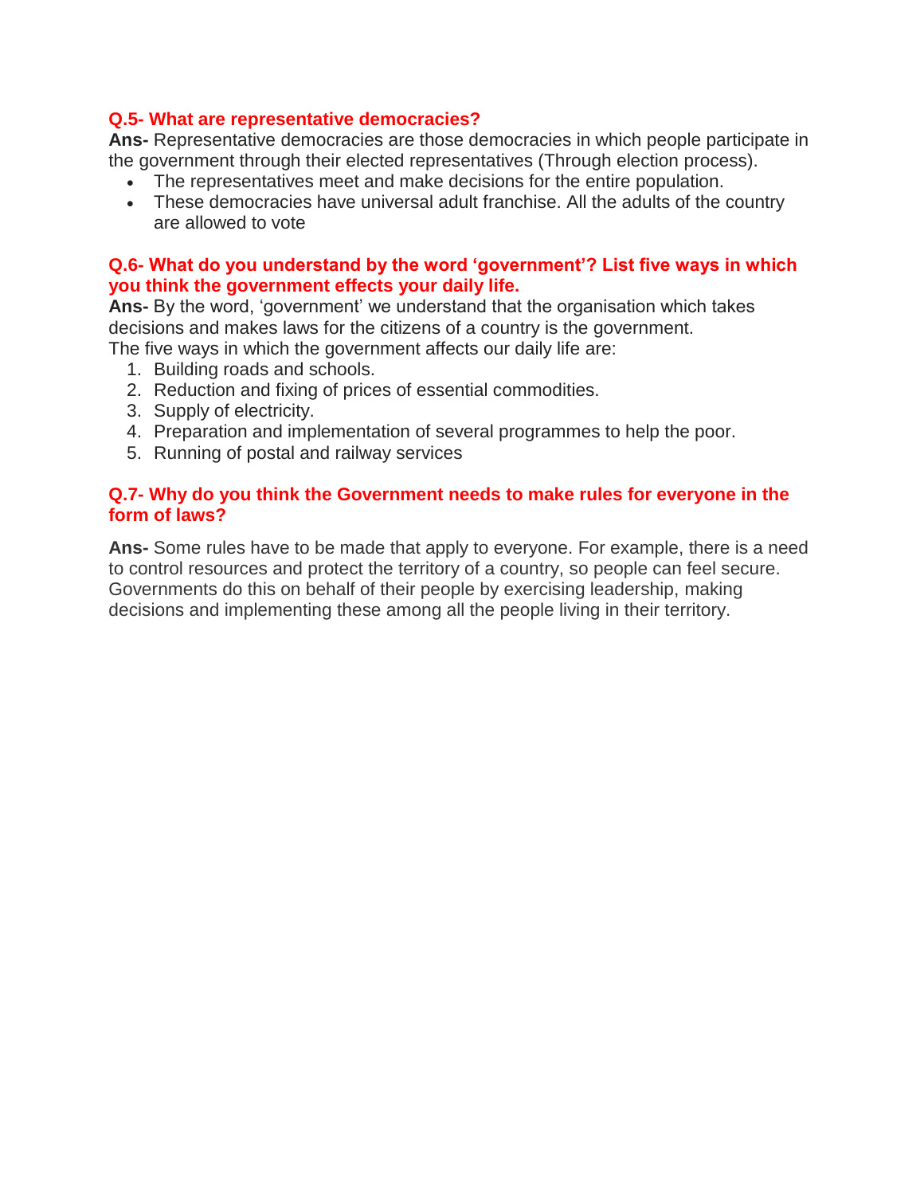**Q.5- What are representative democracies?**
**Ans-** Representative democracies are those democracies in which people participate in the government through their elected representatives (Through election process).

- The representatives meet and make decisions for the entire population.
- These democracies have universal adult franchise. All the adults of the country are allowed to vote

**Q.6- What do you understand by the word 'government'? List five ways in which you think the government effects your daily life.**
**Ans-** By the word, 'government' we understand that the organisation which takes decisions and makes laws for the citizens of a country is the government.
The five ways in which the government affects our daily life are:

1. Building roads and schools.
2. Reduction and fixing of prices of essential commodities.
3. Supply of electricity.
4. Preparation and implementation of several programmes to help the poor.
5. Running of postal and railway services

**Q.7- Why do you think the Government needs to make rules for everyone in the form of laws?**

**Ans-** Some rules have to be made that apply to everyone. For example, there is a need to control resources and protect the territory of a country, so people can feel secure. Governments do this on behalf of their people by exercising leadership, making decisions and implementing these among all the people living in their territory.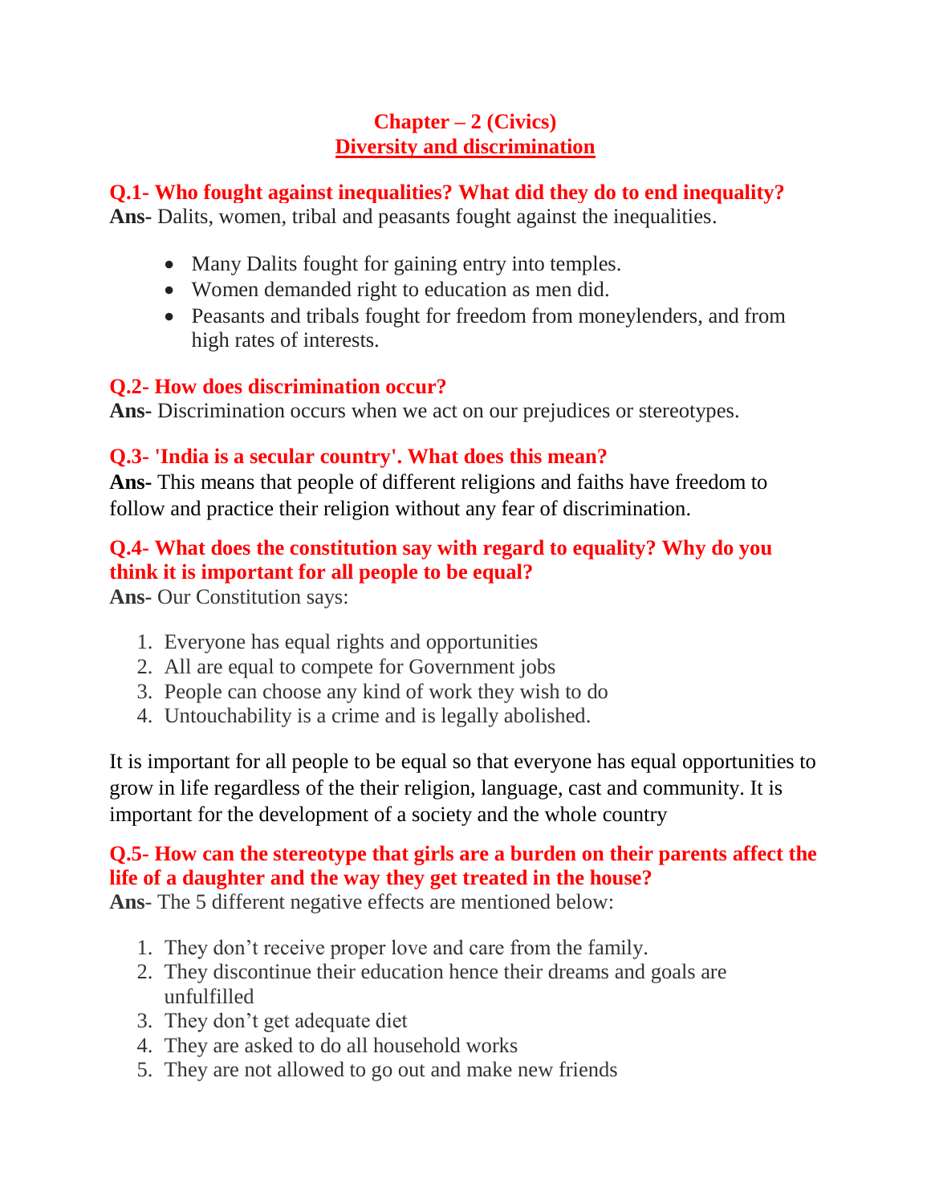# Chapter – 2 (Civics)
## Diversity and discrimination

**Q.1- Who fought against inequalities? What did they do to end inequality?**

**Ans-** Dalits, women, tribal and peasants fought against the inequalities.

- Many Dalits fought for gaining entry into temples.
- Women demanded right to education as men did.
- Peasants and tribals fought for freedom from moneylenders, and from high rates of interests.

**Q.2- How does discrimination occur?**

**Ans-** Discrimination occurs when we act on our prejudices or stereotypes.

**Q.3- 'India is a secular country'. What does this mean?**

**Ans-** This means that people of different religions and faiths have freedom to follow and practice their religion without any fear of discrimination.

**Q.4- What does the constitution say with regard to equality? Why do you think it is important for all people to be equal?**

**Ans-** Our Constitution says:

1. Everyone has equal rights and opportunities
2. All are equal to compete for Government jobs
3. People can choose any kind of work they wish to do
4. Untouchability is a crime and is legally abolished.

It is important for all people to be equal so that everyone has equal opportunities to grow in life regardless of the their religion, language, cast and community. It is important for the development of a society and the whole country

**Q.5- How can the stereotype that girls are a burden on their parents affect the life of a daughter and the way they get treated in the house?**

**Ans**- The 5 different negative effects are mentioned below:

1. They don't receive proper love and care from the family.
2. They discontinue their education hence their dreams and goals are unfulfilled
3. They don't get adequate diet
4. They are asked to do all household works
5. They are not allowed to go out and make new friends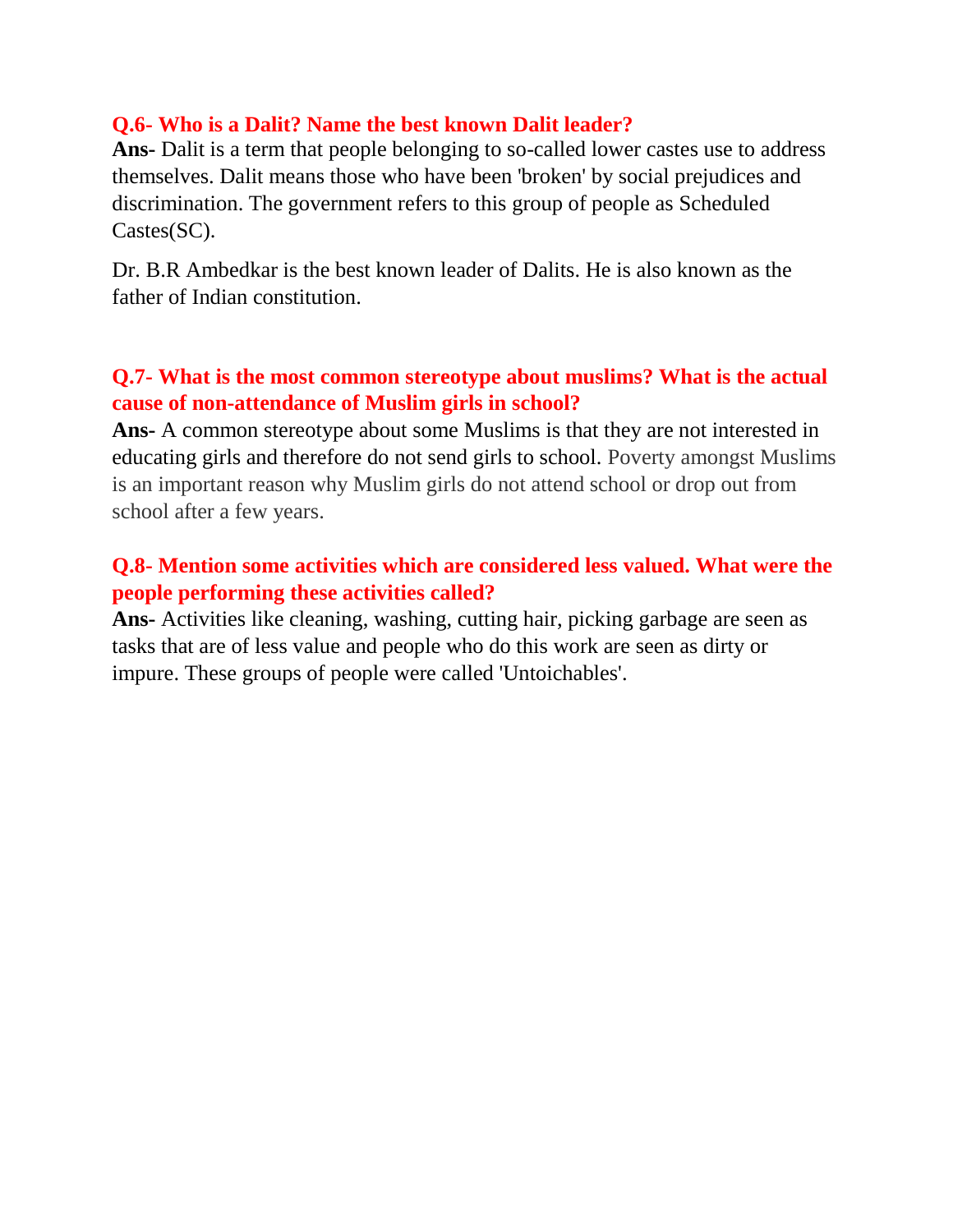**Q.6- Who is a Dalit? Name the best known Dalit leader?**

**Ans-** Dalit is a term that people belonging to so-called lower castes use to address themselves. Dalit means those who have been 'broken' by social prejudices and discrimination. The government refers to this group of people as Scheduled Castes(SC).

Dr. B.R Ambedkar is the best known leader of Dalits. He is also known as the father of Indian constitution.

**Q.7- What is the most common stereotype about muslims? What is the actual cause of non-attendance of Muslim girls in school?**

**Ans-** A common stereotype about some Muslims is that they are not interested in educating girls and therefore do not send girls to school. Poverty amongst Muslims is an important reason why Muslim girls do not attend school or drop out from school after a few years.

**Q.8- Mention some activities which are considered less valued. What were the people performing these activities called?**

**Ans-** Activities like cleaning, washing, cutting hair, picking garbage are seen as tasks that are of less value and people who do this work are seen as dirty or impure. These groups of people were called 'Untoichables'.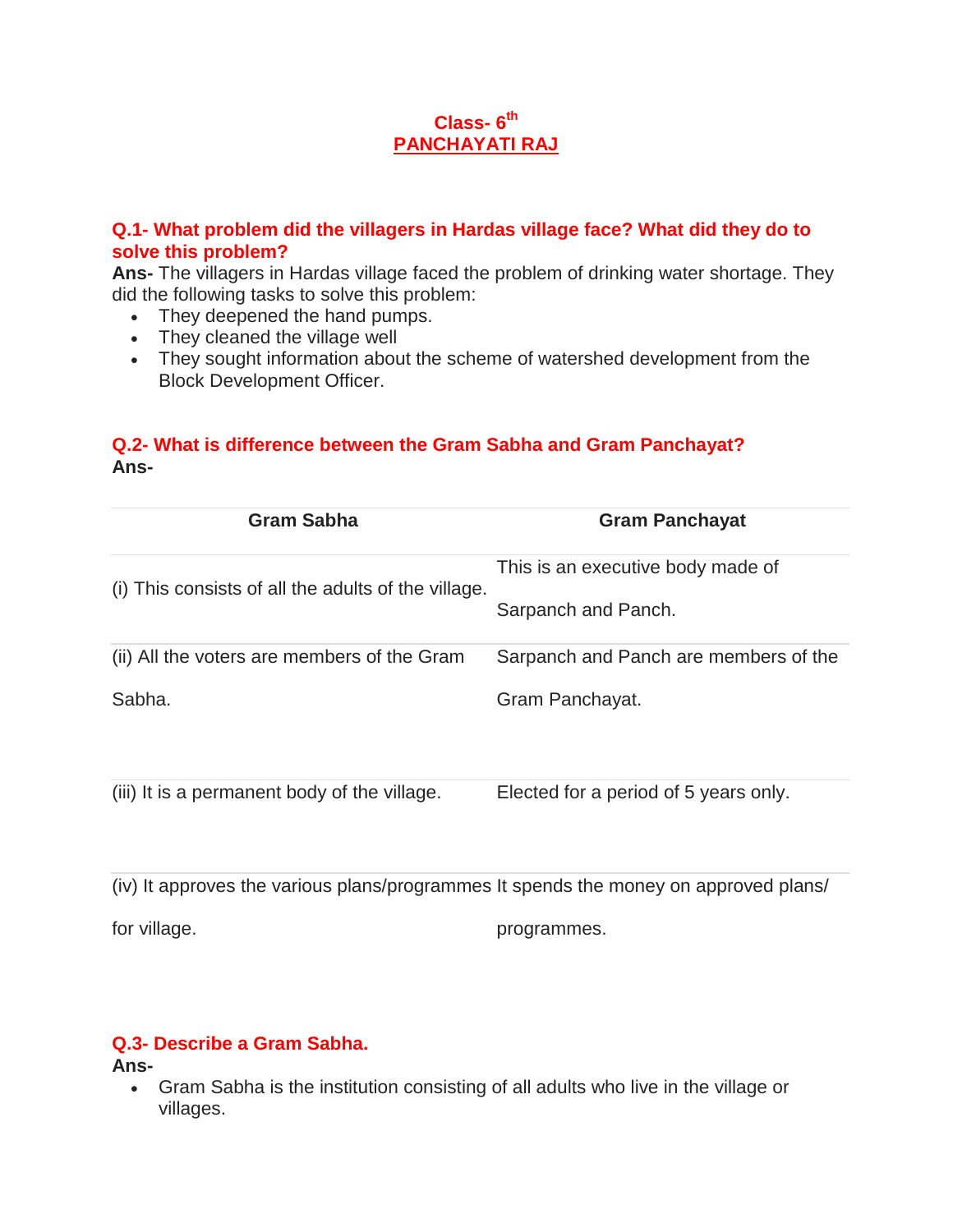# Class- 6th
## PANCHAYATI RAJ

### Q.1- What problem did the villagers in Hardas village face? What did they do to solve this problem?

**Ans-** The villagers in Hardas village faced the problem of drinking water shortage. They did the following tasks to solve this problem:

- They deepened the hand pumps.
- They cleaned the village well
- They sought information about the scheme of watershed development from the Block Development Officer.

### Q.2- What is difference between the Gram Sabha and Gram Panchayat?

**Ans-**

| Gram Sabha | Gram Panchayat |
|---|---|
| (i) This consists of all the adults of the village. | This is an executive body made of Sarpanch and Panch. |
| (ii) All the voters are members of the Gram Sabha. | Sarpanch and Panch are members of the Gram Panchayat. |
| (iii) It is a permanent body of the village. | Elected for a period of 5 years only. |
| (iv) It approves the various plans/programmes for village. | It spends the money on approved plans/ programmes. |

### Q.3- Describe a Gram Sabha.

**Ans-**

- Gram Sabha is the institution consisting of all adults who live in the village or villages.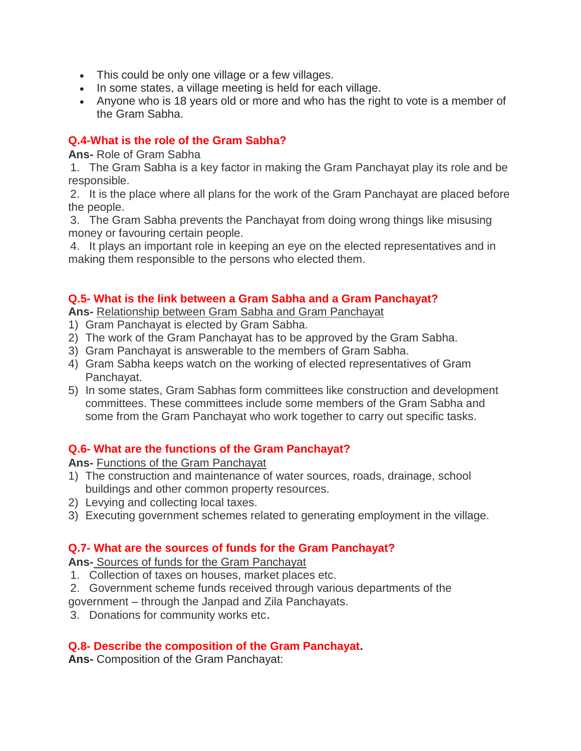- This could be only one village or a few villages.
- In some states, a village meeting is held for each village.
- Anyone who is 18 years old or more and who has the right to vote is a member of the Gram Sabha.

**Q.4-What is the role of the Gram Sabha?**

**Ans-** Role of Gram Sabha

1. The Gram Sabha is a key factor in making the Gram Panchayat play its role and be responsible.
2. It is the place where all plans for the work of the Gram Panchayat are placed before the people.
3. The Gram Sabha prevents the Panchayat from doing wrong things like misusing money or favouring certain people.
4. It plays an important role in keeping an eye on the elected representatives and in making them responsible to the persons who elected them.

**Q.5- What is the link between a Gram Sabha and a Gram Panchayat?**

**Ans-** Relationship between Gram Sabha and Gram Panchayat

1) Gram Panchayat is elected by Gram Sabha.
2) The work of the Gram Panchayat has to be approved by the Gram Sabha.
3) Gram Panchayat is answerable to the members of Gram Sabha.
4) Gram Sabha keeps watch on the working of elected representatives of Gram Panchayat.
5) In some states, Gram Sabhas form committees like construction and development committees. These committees include some members of the Gram Sabha and some from the Gram Panchayat who work together to carry out specific tasks.

**Q.6- What are the functions of the Gram Panchayat?**

**Ans-** Functions of the Gram Panchayat

1) The construction and maintenance of water sources, roads, drainage, school buildings and other common property resources.
2) Levying and collecting local taxes.
3) Executing government schemes related to generating employment in the village.

**Q.7- What are the sources of funds for the Gram Panchayat?**

**Ans-** Sources of funds for the Gram Panchayat

1. Collection of taxes on houses, market places etc.
2. Government scheme funds received through various departments of the government – through the Janpad and Zila Panchayats.
3. Donations for community works etc.

**Q.8- Describe the composition of the Gram Panchayat.**

**Ans-** Composition of the Gram Panchayat: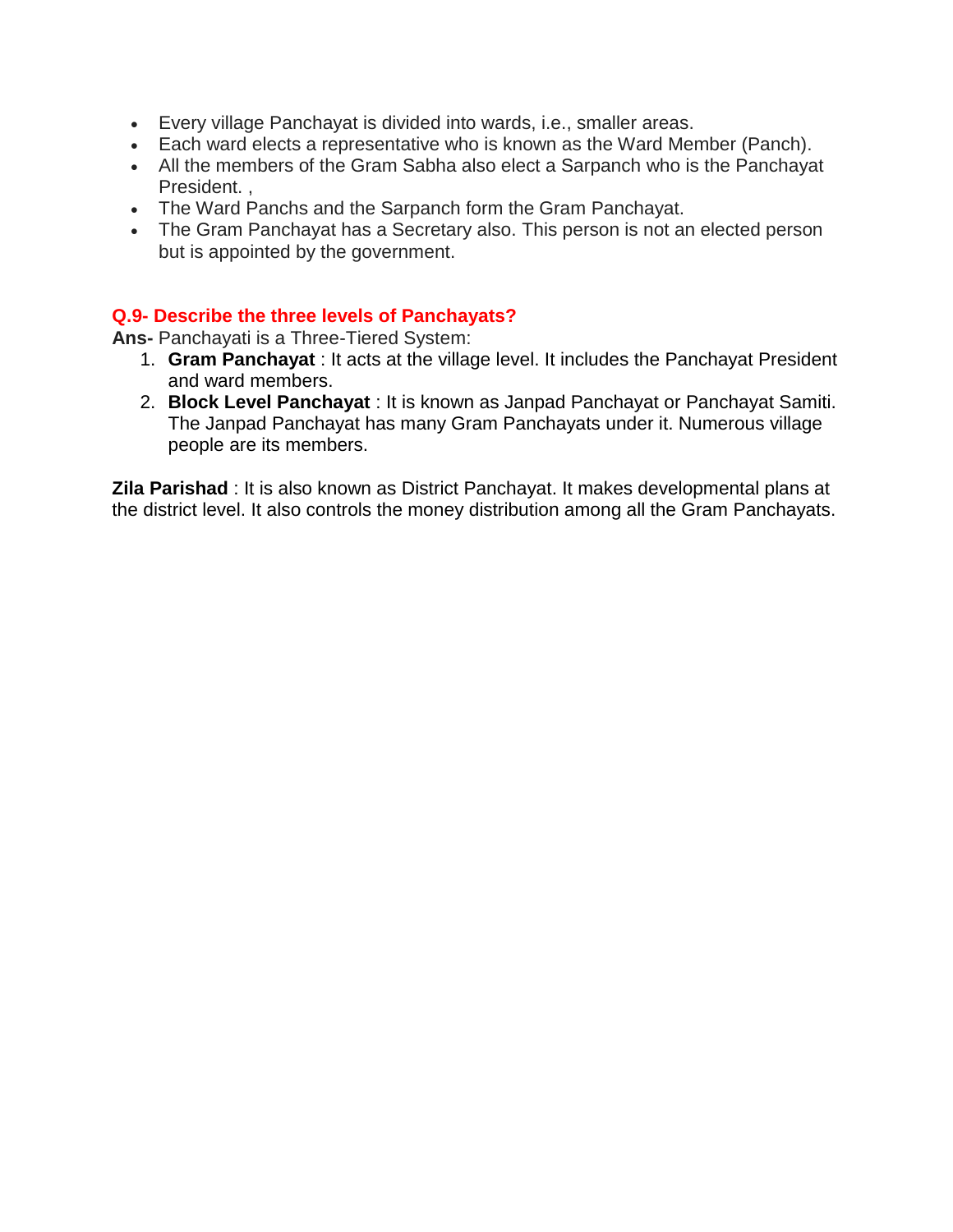- Every village Panchayat is divided into wards, i.e., smaller areas.
- Each ward elects a representative who is known as the Ward Member (Panch).
- All the members of the Gram Sabha also elect a Sarpanch who is the Panchayat President. ,
- The Ward Panchs and the Sarpanch form the Gram Panchayat.
- The Gram Panchayat has a Secretary also. This person is not an elected person but is appointed by the government.

**Q.9- Describe the three levels of Panchayats?**

**Ans-** Panchayati is a Three-Tiered System:

1. **Gram Panchayat** : It acts at the village level. It includes the Panchayat President and ward members.
2. **Block Level Panchayat** : It is known as Janpad Panchayat or Panchayat Samiti. The Janpad Panchayat has many Gram Panchayats under it. Numerous village people are its members.

**Zila Parishad** : It is also known as District Panchayat. It makes developmental plans at the district level. It also controls the money distribution among all the Gram Panchayats.